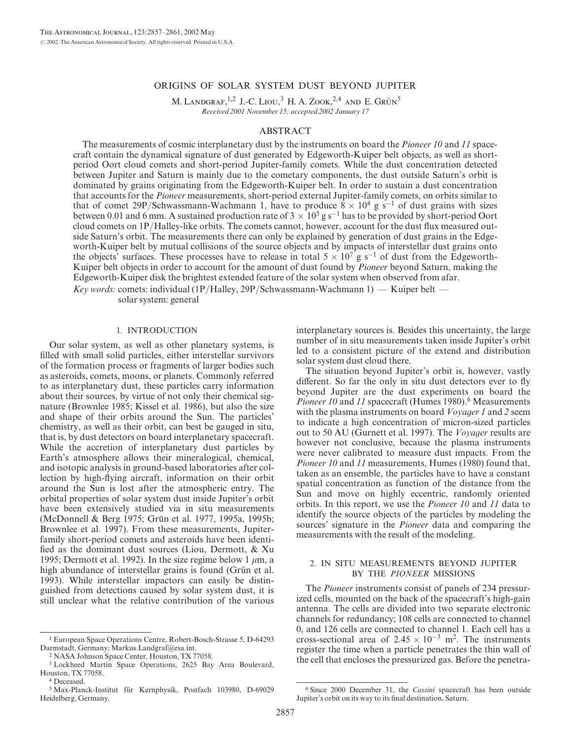# ORIGINS OF SOLAR SYSTEM DUST BEYOND JUPITER

M. Landgraf,[1,2] J.-C. Liou,[3] H. A. Zook,[2,4] and E. Grün[5]

*Received 2001 November 15; accepted 2002 January 17*

## ABSTRACT

The measurements of cosmic interplanetary dust by the instruments on board the *Pioneer 10* and *11* spacecraft contain the dynamical signature of dust generated by Edgeworth-Kuiper belt objects, as well as short-period Oort cloud comets and short-period Jupiter-family comets. While the dust concentration detected between Jupiter and Saturn is mainly due to the cometary components, the dust outside Saturn's orbit is dominated by grains originating from the Edgeworth-Kuiper belt. In order to sustain a dust concentration that accounts for the *Pioneer* measurements, short-period external Jupiter-family comets, on orbits similar to that of comet 29P/Schwassmann-Wachmann 1, have to produce $8 \times 10^4$ g s$^{-1}$ of dust grains with sizes between 0.01 and 6 mm. A sustained production rate of $3 \times 10^5$ g s$^{-1}$ has to be provided by short-period Oort cloud comets on 1P/Halley-like orbits. The comets cannot, however, account for the dust flux measured outside Saturn's orbit. The measurements there can only be explained by generation of dust grains in the Edgeworth-Kuiper belt by mutual collisions of the source objects and by impacts of interstellar dust grains onto the objects' surfaces. These processes have to release in total $5 \times 10^7$ g s$^{-1}$ of dust from the Edgeworth-Kuiper belt objects in order to account for the amount of dust found by *Pioneer* beyond Saturn, making the Edgeworth-Kuiper disk the brightest extended feature of the solar system when observed from afar.

*Key words:* comets: individual (1P/Halley, 29P/Schwassmann-Wachmann 1) — Kuiper belt — solar system: general

## 1. INTRODUCTION

Our solar system, as well as other planetary systems, is filled with small solid particles, either interstellar survivors of the formation process or fragments of larger bodies such as asteroids, comets, moons, or planets. Commonly referred to as interplanetary dust, these particles carry information about their sources, by virtue of not only their chemical signature (Brownlee 1985; Kissel et al. 1986), but also the size and shape of their orbits around the Sun. The particles' chemistry, as well as their orbit, can best be gauged in situ, that is, by dust detectors on board interplanetary spacecraft. While the accretion of interplanetary dust particles by Earth's atmosphere allows their mineralogical, chemical, and isotopic analysis in ground-based laboratories after collection by high-flying aircraft, information on their orbit around the Sun is lost after the atmospheric entry. The orbital properties of solar system dust inside Jupiter's orbit have been extensively studied via in situ measurements (McDonnell & Berg 1975; Grün et al. 1977, 1995a, 1995b; Brownlee et al. 1997). From these measurements, Jupiter-family short-period comets and asteroids have been identified as the dominant dust sources (Liou, Dermott, & Xu 1995; Dermott et al. 1992). In the size regime below 1 $\mu$m, a high abundance of interstellar grains is found (Grün et al. 1993). While interstellar impactors can easily be distinguished from detections caused by solar system dust, it is still unclear what the relative contribution of the various interplanetary sources is. Besides this uncertainty, the large number of in situ measurements taken inside Jupiter's orbit led to a consistent picture of the extend and distribution solar system dust cloud there.

The situation beyond Jupiter's orbit is, however, vastly different. So far the only in situ dust detectors ever to fly beyond Jupiter are the dust experiments on board the *Pioneer 10* and *11* spacecraft (Humes 1980).[6] Measurements with the plasma instruments on board *Voyager 1* and *2* seem to indicate a high concentration of micron-sized particles out to 50 AU (Gurnett et al. 1997). The *Voyager* results are however not conclusive, because the plasma instruments were never calibrated to measure dust impacts. From the *Pioneer 10* and *11* measurements, Humes (1980) found that, taken as an ensemble, the particles have to have a constant spatial concentration as function of the distance from the Sun and move on highly eccentric, randomly oriented orbits. In this report, we use the *Pioneer 10* and *11* data to identify the source objects of the particles by modeling the sources' signature in the *Pioneer* data and comparing the measurements with the result of the modeling.

## 2. IN SITU MEASUREMENTS BEYOND JUPITER BY THE *PIONEER* MISSIONS

The *Pioneer* instruments consist of panels of 234 pressurized cells, mounted on the back of the spacecraft's high-gain antenna. The cells are divided into two separate electronic channels for redundancy; 108 cells are connected to channel 0, and 126 cells are connected to channel 1. Each cell has a cross-sectional area of $2.45 \times 10^{-3}$ m$^2$. The instruments register the time when a particle penetrates the thin wall of the cell that encloses the pressurized gas. Before the penetra-

---

[1] European Space Operations Centre, Robert-Bosch-Strasse 5, D-64293 Darmstadt, Germany; Markus.Landgraf@esa.int.

[2] NASA Johnson Space Center, Houston, TX 77058.

[3] Lockheed Martin Space Operations, 2625 Bay Area Boulevard, Houston, TX 77058.

[4] Deceased.

[5] Max-Planck-Institut für Kernphysik, Postfach 103980, D-69029 Heidelberg, Germany.

[6] Since 2000 December 31, the *Cassini* spacecraft has been outside Jupiter's orbit on its way to its final destination, Saturn.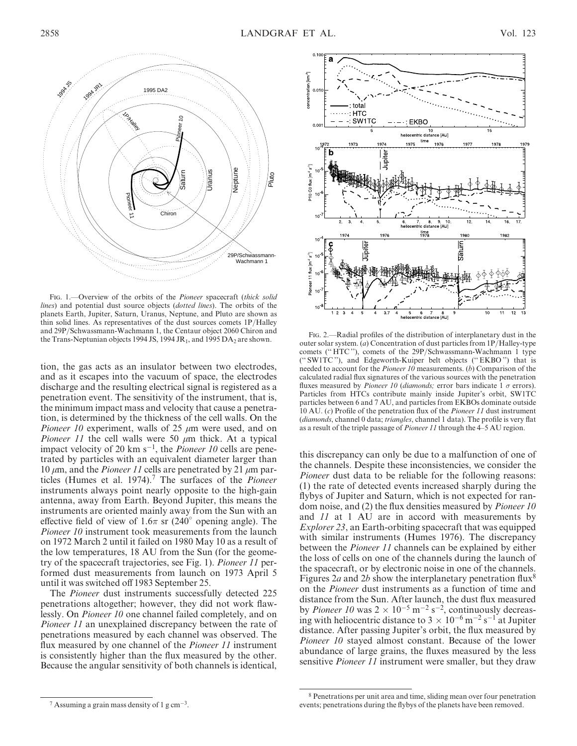FIG. 1.—Overview of the orbits of the *Pioneer* spacecraft (*thick solid lines*) and potential dust source objects (*dotted lines*). The orbits of the planets Earth, Jupiter, Saturn, Uranus, Neptune, and Pluto are shown as thin solid lines. As representatives of the dust sources comets 1P/Halley and 29P/Schwassmann-Wachmann 1, the Centaur object 2060 Chiron and the Trans-Neptunian objects 1994 JS, 1994 $JR_1$, and 1995 $DA_2$ are shown.

tion, the gas acts as an insulator between two electrodes, and as it escapes into the vacuum of space, the electrodes discharge and the resulting electrical signal is registered as a penetration event. The sensitivity of the instrument, that is, the minimum impact mass and velocity that cause a penetration, is determined by the thickness of the cell walls. On the *Pioneer 10* experiment, walls of 25 μm were used, and on *Pioneer 11* the cell walls were 50 μm thick. At a typical impact velocity of 20 km $s^{-1}$, the *Pioneer 10* cells are penetrated by particles with an equivalent diameter larger than 10 μm, and the *Pioneer 11* cells are penetrated by 21 μm particles (Humes et al. 1974).[7] The surfaces of the *Pioneer* instruments always point nearly opposite to the high-gain antenna, away from Earth. Beyond Jupiter, this means the instruments are oriented mainly away from the Sun with an effective field of view of 1.6π sr (240° opening angle). The *Pioneer 10* instrument took measurements from the launch on 1972 March 2 until it failed on 1980 May 10 as a result of the low temperatures, 18 AU from the Sun (for the geometry of the spacecraft trajectories, see Fig. 1). *Pioneer 11* performed dust measurements from launch on 1973 April 5 until it was switched off 1983 September 25.

The *Pioneer* dust instruments successfully detected 225 penetrations altogether; however, they did not work flawlessly. On *Pioneer 10* one channel failed completely, and on *Pioneer 11* an unexplained discrepancy between the rate of penetrations measured by each channel was observed. The flux measured by one channel of the *Pioneer 11* instrument is consistently higher than the flux measured by the other. Because the angular sensitivity of both channels is identical, this discrepancy can only be due to a malfunction of one of the channels. Despite these inconsistencies, we consider the *Pioneer* dust data to be reliable for the following reasons: (1) the rate of detected events increased sharply during the flybys of Jupiter and Saturn, which is not expected for random noise, and (2) the flux densities measured by *Pioneer 10* and *11* at 1 AU are in accord with measurements by *Explorer 23*, an Earth-orbiting spacecraft that was equipped with similar instruments (Humes 1976). The discrepancy between the *Pioneer 11* channels can be explained by either the loss of cells on one of the channels during the launch of the spacecraft, or by electronic noise in one of the channels. Figures 2*a* and 2*b* show the interplanetary penetration flux[8] on the *Pioneer* dust instruments as a function of time and distance from the Sun. After launch, the dust flux measured by *Pioneer 10* was $2 \times 10^{-5}$ $m^{-2}$ $s^{-2}$, continuously decreasing with heliocentric distance to $3 \times 10^{-6}$ $m^{-2}$ $s^{-1}$ at Jupiter distance. After passing Jupiter's orbit, the flux measured by *Pioneer 10* stayed almost constant. Because of the lower abundance of large grains, the fluxes measured by the less sensitive *Pioneer 11* instrument were smaller, but they draw

FIG. 2.—Radial profiles of the distribution of interplanetary dust in the outer solar system. (*a*) Concentration of dust particles from 1P/Halley-type comets ("HTC"), comets of the 29P/Schwassmann-Wachmann 1 type ("SW1TC"), and Edgeworth-Kuiper belt objects ("EKBO") that is needed to account for the *Pioneer 10* measurements. (*b*) Comparison of the calculated radial flux signatures of the various sources with the penetration fluxes measured by *Pioneer 10* (*diamonds;* error bars indicate 1 σ errors). Particles from HTCs contribute mainly inside Jupiter's orbit, SW1TC particles between 6 and 7 AU, and particles from EKBOs dominate outside 10 AU. (*c*) Profile of the penetration flux of the *Pioneer 11* dust instrument (*diamonds*, channel 0 data; *triangles*, channel 1 data). The profile is very flat as a result of the triple passage of *Pioneer 11* through the 4–5 AU region.

[7] Assuming a grain mass density of 1 g $cm^{-3}$.

[8] Penetrations per unit area and time, sliding mean over four penetration events; penetrations during the flybys of the planets have been removed.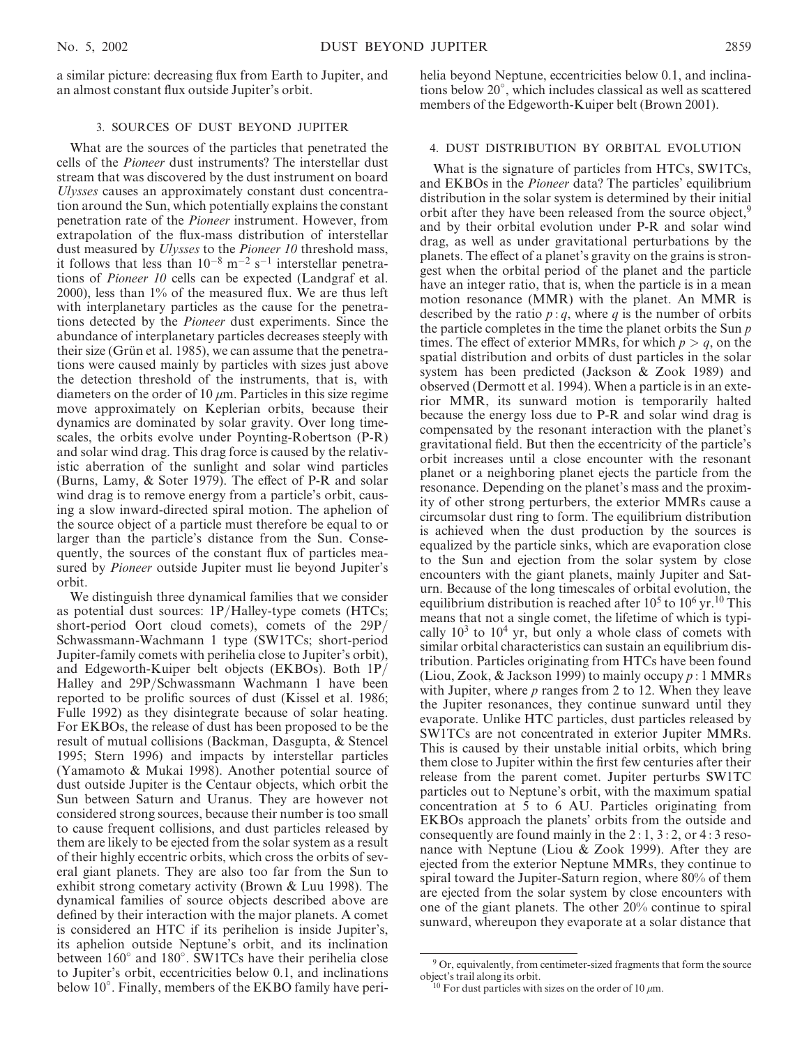a similar picture: decreasing flux from Earth to Jupiter, and an almost constant flux outside Jupiter's orbit.

## 3. SOURCES OF DUST BEYOND JUPITER

What are the sources of the particles that penetrated the cells of the *Pioneer* dust instruments? The interstellar dust stream that was discovered by the dust instrument on board *Ulysses* causes an approximately constant dust concentration around the Sun, which potentially explains the constant penetration rate of the *Pioneer* instrument. However, from extrapolation of the flux-mass distribution of interstellar dust measured by *Ulysses* to the *Pioneer 10* threshold mass, it follows that less than $10^{-8}$ $m^{-2}$ $s^{-1}$ interstellar penetrations of *Pioneer 10* cells can be expected (Landgraf et al. 2000), less than 1% of the measured flux. We are thus left with interplanetary particles as the cause for the penetrations detected by the *Pioneer* dust experiments. Since the abundance of interplanetary particles decreases steeply with their size (Grün et al. 1985), we can assume that the penetrations were caused mainly by particles with sizes just above the detection threshold of the instruments, that is, with diameters on the order of 10 $\mu$m. Particles in this size regime move approximately on Keplerian orbits, because their dynamics are dominated by solar gravity. Over long timescales, the orbits evolve under Poynting-Robertson (P-R) and solar wind drag. This drag force is caused by the relativistic aberration of the sunlight and solar wind particles (Burns, Lamy, & Soter 1979). The effect of P-R and solar wind drag is to remove energy from a particle's orbit, causing a slow inward-directed spiral motion. The aphelion of the source object of a particle must therefore be equal to or larger than the particle's distance from the Sun. Consequently, the sources of the constant flux of particles measured by *Pioneer* outside Jupiter must lie beyond Jupiter's orbit.

We distinguish three dynamical families that we consider as potential dust sources: 1P/Halley-type comets (HTCs; short-period Oort cloud comets), comets of the 29P/Schwassmann-Wachmann 1 type (SW1TCs; short-period Jupiter-family comets with perihelia close to Jupiter's orbit), and Edgeworth-Kuiper belt objects (EKBOs). Both 1P/Halley and 29P/Schwassmann Wachmann 1 have been reported to be prolific sources of dust (Kissel et al. 1986; Fulle 1992) as they disintegrate because of solar heating. For EKBOs, the release of dust has been proposed to be the result of mutual collisions (Backman, Dasgupta, & Stencel 1995; Stern 1996) and impacts by interstellar particles (Yamamoto & Mukai 1998). Another potential source of dust outside Jupiter is the Centaur objects, which orbit the Sun between Saturn and Uranus. They are however not considered strong sources, because their number is too small to cause frequent collisions, and dust particles released by them are likely to be ejected from the solar system as a result of their highly eccentric orbits, which cross the orbits of several giant planets. They are also too far from the Sun to exhibit strong cometary activity (Brown & Luu 1998). The dynamical families of source objects described above are defined by their interaction with the major planets. A comet is considered an HTC if its perihelion is inside Jupiter's, its aphelion outside Neptune's orbit, and its inclination between 160° and 180°. SW1TCs have their perihelia close to Jupiter's orbit, eccentricities below 0.1, and inclinations below 10°. Finally, members of the EKBO family have perihelia beyond Neptune, eccentricities below 0.1, and inclinations below 20°, which includes classical as well as scattered members of the Edgeworth-Kuiper belt (Brown 2001).

## 4. DUST DISTRIBUTION BY ORBITAL EVOLUTION

What is the signature of particles from HTCs, SW1TCs, and EKBOs in the *Pioneer* data? The particles' equilibrium distribution in the solar system is determined by their initial orbit after they have been released from the source object,[9] and by their orbital evolution under P-R and solar wind drag, as well as under gravitational perturbations by the planets. The effect of a planet's gravity on the grains is strongest when the orbital period of the planet and the particle have an integer ratio, that is, when the particle is in a mean motion resonance (MMR) with the planet. An MMR is described by the ratio $p:q$, where $q$ is the number of orbits the particle completes in the time the planet orbits the Sun $p$ times. The effect of exterior MMRs, for which $p > q$, on the spatial distribution and orbits of dust particles in the solar system has been predicted (Jackson & Zook 1989) and observed (Dermott et al. 1994). When a particle is in an exterior MMR, its sunward motion is temporarily halted because the energy loss due to P-R and solar wind drag is compensated by the resonant interaction with the planet's gravitational field. But then the eccentricity of the particle's orbit increases until a close encounter with the resonant planet or a neighboring planet ejects the particle from the resonance. Depending on the planet's mass and the proximity of other strong perturbers, the exterior MMRs cause a circumsolar dust ring to form. The equilibrium distribution is achieved when the dust production by the sources is equalized by the particle sinks, which are evaporation close to the Sun and ejection from the solar system by close encounters with the giant planets, mainly Jupiter and Saturn. Because of the long timescales of orbital evolution, the equilibrium distribution is reached after $10^5$ to $10^6$ yr.[10] This means that not a single comet, the lifetime of which is typically $10^3$ to $10^4$ yr, but only a whole class of comets with similar orbital characteristics can sustain an equilibrium distribution. Particles originating from HTCs have been found (Liou, Zook, & Jackson 1999) to mainly occupy $p:1$ MMRs with Jupiter, where $p$ ranges from 2 to 12. When they leave the Jupiter resonances, they continue sunward until they evaporate. Unlike HTC particles, dust particles released by SW1TCs are not concentrated in exterior Jupiter MMRs. This is caused by their unstable initial orbits, which bring them close to Jupiter within the first few centuries after their release from the parent comet. Jupiter perturbs SW1TC particles out to Neptune's orbit, with the maximum spatial concentration at 5 to 6 AU. Particles originating from EKBOs approach the planets' orbits from the outside and consequently are found mainly in the 2:1, 3:2, or 4:3 resonance with Neptune (Liou & Zook 1999). After they are ejected from the exterior Neptune MMRs, they continue to spiral toward the Jupiter-Saturn region, where 80% of them are ejected from the solar system by close encounters with one of the giant planets. The other 20% continue to spiral sunward, whereupon they evaporate at a solar distance that

[9] Or, equivalently, from centimeter-sized fragments that form the source object's trail along its orbit.

[10] For dust particles with sizes on the order of 10 $\mu$m.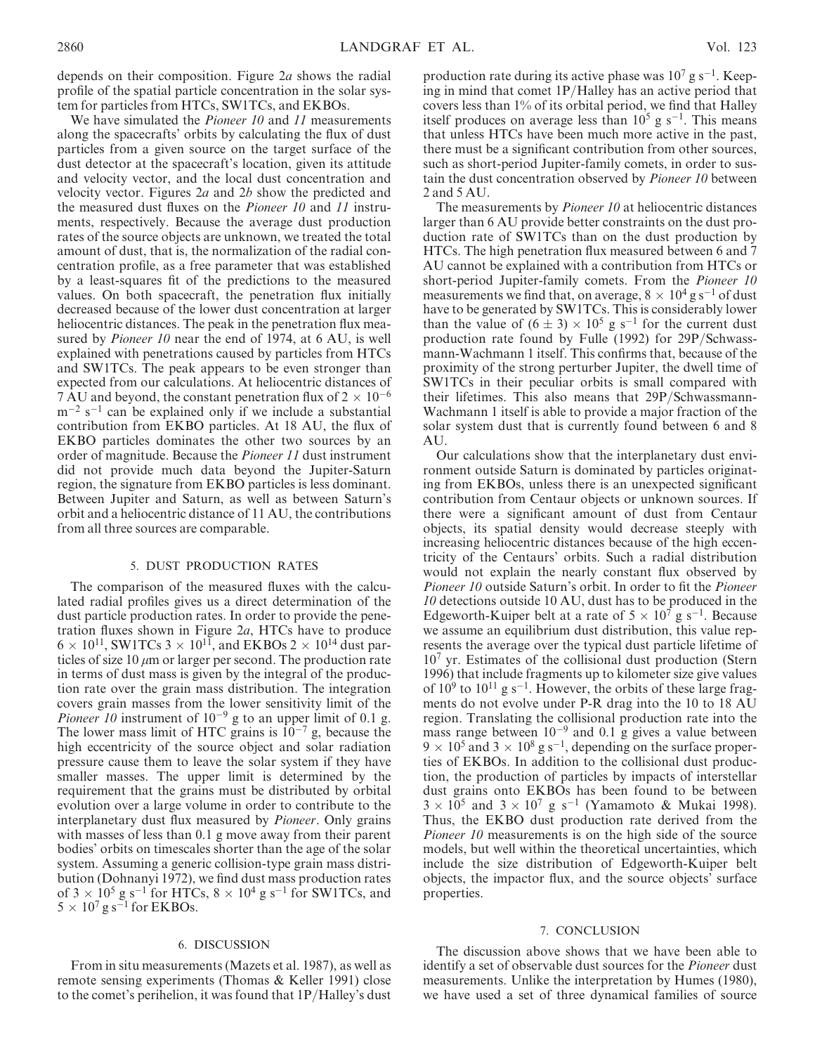depends on their composition. Figure 2*a* shows the radial profile of the spatial particle concentration in the solar system for particles from HTCs, SW1TCs, and EKBOs.

We have simulated the *Pioneer 10* and *11* measurements along the spacecrafts' orbits by calculating the flux of dust particles from a given source on the target surface of the dust detector at the spacecraft's location, given its attitude and velocity vector, and the local dust concentration and velocity vector. Figures 2*a* and 2*b* show the predicted and the measured dust fluxes on the *Pioneer 10* and *11* instruments, respectively. Because the average dust production rates of the source objects are unknown, we treated the total amount of dust, that is, the normalization of the radial concentration profile, as a free parameter that was established by a least-squares fit of the predictions to the measured values. On both spacecraft, the penetration flux initially decreased because of the lower dust concentration at larger heliocentric distances. The peak in the penetration flux measured by *Pioneer 10* near the end of 1974, at 6 AU, is well explained with penetrations caused by particles from HTCs and SW1TCs. The peak appears to be even stronger than expected from our calculations. At heliocentric distances of 7 AU and beyond, the constant penetration flux of $2 \times 10^{-6}$ $m^{-2}$ $s^{-1}$ can be explained only if we include a substantial contribution from EKBO particles. At 18 AU, the flux of EKBO particles dominates the other two sources by an order of magnitude. Because the *Pioneer 11* dust instrument did not provide much data beyond the Jupiter-Saturn region, the signature from EKBO particles is less dominant. Between Jupiter and Saturn, as well as between Saturn's orbit and a heliocentric distance of 11 AU, the contributions from all three sources are comparable.

## 5. DUST PRODUCTION RATES

The comparison of the measured fluxes with the calculated radial profiles gives us a direct determination of the dust particle production rates. In order to provide the penetration fluxes shown in Figure 2*a*, HTCs have to produce $6 \times 10^{11}$, SW1TCs $3 \times 10^{11}$, and EKBOs $2 \times 10^{14}$ dust particles of size 10 $\mu$m or larger per second. The production rate in terms of dust mass is given by the integral of the production rate over the grain mass distribution. The integration covers grain masses from the lower sensitivity limit of the *Pioneer 10* instrument of $10^{-9}$ g to an upper limit of 0.1 g. The lower mass limit of HTC grains is $10^{-7}$ g, because the high eccentricity of the source object and solar radiation pressure cause them to leave the solar system if they have smaller masses. The upper limit is determined by the requirement that the grains must be distributed by orbital evolution over a large volume in order to contribute to the interplanetary dust flux measured by *Pioneer*. Only grains with masses of less than 0.1 g move away from their parent bodies' orbits on timescales shorter than the age of the solar system. Assuming a generic collision-type grain mass distribution (Dohnanyi 1972), we find dust mass production rates of $3 \times 10^5$ g $s^{-1}$ for HTCs, $8 \times 10^4$ g $s^{-1}$ for SW1TCs, and $5 \times 10^7$ g $s^{-1}$ for EKBOs.

## 6. DISCUSSION

From in situ measurements (Mazets et al. 1987), as well as remote sensing experiments (Thomas & Keller 1991) close to the comet's perihelion, it was found that 1P/Halley's dust production rate during its active phase was $10^7$ g $s^{-1}$. Keeping in mind that comet 1P/Halley has an active period that covers less than 1% of its orbital period, we find that Halley itself produces on average less than $10^5$ g $s^{-1}$. This means that unless HTCs have been much more active in the past, there must be a significant contribution from other sources, such as short-period Jupiter-family comets, in order to sustain the dust concentration observed by *Pioneer 10* between 2 and 5 AU.

The measurements by *Pioneer 10* at heliocentric distances larger than 6 AU provide better constraints on the dust production rate of SW1TCs than on the dust production by HTCs. The high penetration flux measured between 6 and 7 AU cannot be explained with a contribution from HTCs or short-period Jupiter-family comets. From the *Pioneer 10* measurements we find that, on average, $8 \times 10^4$ g $s^{-1}$ of dust have to be generated by SW1TCs. This is considerably lower than the value of $(6 \pm 3) \times 10^5$ g $s^{-1}$ for the current dust production rate found by Fulle (1992) for 29P/Schwassmann-Wachmann 1 itself. This confirms that, because of the proximity of the strong perturber Jupiter, the dwell time of SW1TCs in their peculiar orbits is small compared with their lifetimes. This also means that 29P/Schwassmann-Wachmann 1 itself is able to provide a major fraction of the solar system dust that is currently found between 6 and 8 AU.

Our calculations show that the interplanetary dust environment outside Saturn is dominated by particles originating from EKBOs, unless there is an unexpected significant contribution from Centaur objects or unknown sources. If there were a significant amount of dust from Centaur objects, its spatial density would decrease steeply with increasing heliocentric distances because of the high eccentricity of the Centaurs' orbits. Such a radial distribution would not explain the nearly constant flux observed by *Pioneer 10* outside Saturn's orbit. In order to fit the *Pioneer 10* detections outside 10 AU, dust has to be produced in the Edgeworth-Kuiper belt at a rate of $5 \times 10^7$ g $s^{-1}$. Because we assume an equilibrium dust distribution, this value represents the average over the typical dust particle lifetime of $10^7$ yr. Estimates of the collisional dust production (Stern 1996) that include fragments up to kilometer size give values of $10^9$ to $10^{11}$ g $s^{-1}$. However, the orbits of these large fragments do not evolve under P-R drag into the 10 to 18 AU region. Translating the collisional production rate into the mass range between $10^{-9}$ and 0.1 g gives a value between $9 \times 10^5$ and $3 \times 10^8$ g $s^{-1}$, depending on the surface properties of EKBOs. In addition to the collisional dust production, the production of particles by impacts of interstellar dust grains onto EKBOs has been found to be between $3 \times 10^5$ and $3 \times 10^7$ g $s^{-1}$ (Yamamoto & Mukai 1998). Thus, the EKBO dust production rate derived from the *Pioneer 10* measurements is on the high side of the source models, but well within the theoretical uncertainties, which include the size distribution of Edgeworth-Kuiper belt objects, the impactor flux, and the source objects' surface properties.

## 7. CONCLUSION

The discussion above shows that we have been able to identify a set of observable dust sources for the *Pioneer* dust measurements. Unlike the interpretation by Humes (1980), we have used a set of three dynamical families of source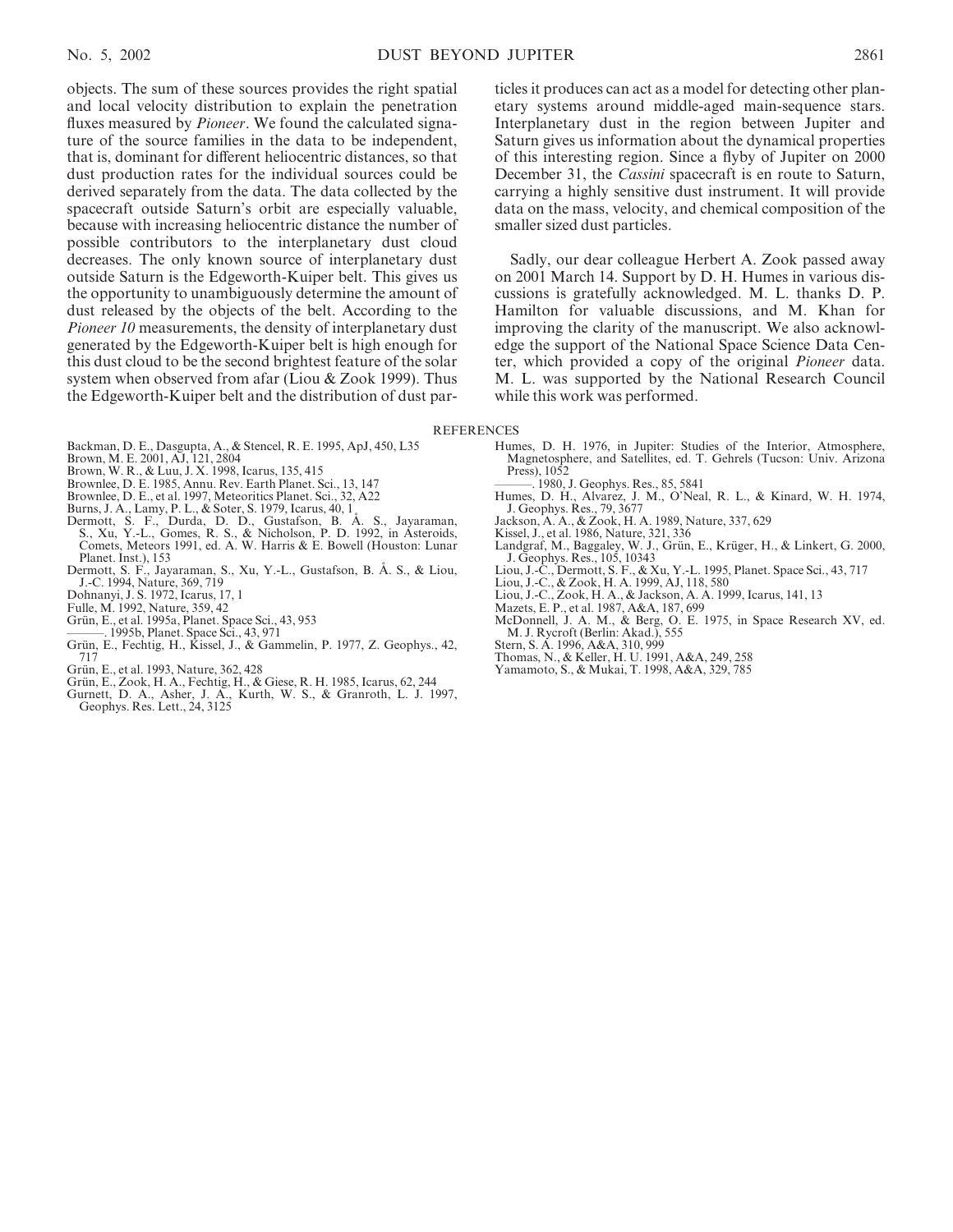objects. The sum of these sources provides the right spatial and local velocity distribution to explain the penetration fluxes measured by *Pioneer*. We found the calculated signature of the source families in the data to be independent, that is, dominant for different heliocentric distances, so that dust production rates for the individual sources could be derived separately from the data. The data collected by the spacecraft outside Saturn's orbit are especially valuable, because with increasing heliocentric distance the number of possible contributors to the interplanetary dust cloud decreases. The only known source of interplanetary dust outside Saturn is the Edgeworth-Kuiper belt. This gives us the opportunity to unambiguously determine the amount of dust released by the objects of the belt. According to the *Pioneer 10* measurements, the density of interplanetary dust generated by the Edgeworth-Kuiper belt is high enough for this dust cloud to be the second brightest feature of the solar system when observed from afar (Liou & Zook 1999). Thus the Edgeworth-Kuiper belt and the distribution of dust particles it produces can act as a model for detecting other planetary systems around middle-aged main-sequence stars. Interplanetary dust in the region between Jupiter and Saturn gives us information about the dynamical properties of this interesting region. Since a flyby of Jupiter on 2000 December 31, the *Cassini* spacecraft is en route to Saturn, carrying a highly sensitive dust instrument. It will provide data on the mass, velocity, and chemical composition of the smaller sized dust particles.

Sadly, our dear colleague Herbert A. Zook passed away on 2001 March 14. Support by D. H. Humes in various discussions is gratefully acknowledged. M. L. thanks D. P. Hamilton for valuable discussions, and M. Khan for improving the clarity of the manuscript. We also acknowledge the support of the National Space Science Data Center, which provided a copy of the original *Pioneer* data. M. L. was supported by the National Research Council while this work was performed.

## REFERENCES

Backman, D. E., Dasgupta, A., & Stencel, R. E. 1995, ApJ, 450, L35
Brown, M. E. 2001, AJ, 121, 2804
Brown, W. R., & Luu, J. X. 1998, Icarus, 135, 415
Brownlee, D. E. 1985, Annu. Rev. Earth Planet. Sci., 13, 147
Brownlee, D. E., et al. 1997, Meteoritics Planet. Sci., 32, A22
Burns, J. A., Lamy, P. L., & Soter, S. 1979, Icarus, 40, 1
Dermott, S. F., Durda, D. D., Gustafson, B. Å. S., Jayaraman, S., Xu, Y.-L., Gomes, R. S., & Nicholson, P. D. 1992, in Asteroids, Comets, Meteors 1991, ed. A. W. Harris & E. Bowell (Houston: Lunar Planet. Inst.), 153
Dermott, S. F., Jayaraman, S., Xu, Y.-L., Gustafson, B. Å. S., & Liou, J.-C. 1994, Nature, 369, 719
Dohnanyi, J. S. 1972, Icarus, 17, 1
Fulle, M. 1992, Nature, 359, 42
Grün, E., et al. 1995a, Planet. Space Sci., 43, 953
———. 1995b, Planet. Space Sci., 43, 971
Grün, E., Fechtig, H., Kissel, J., & Gammelin, P. 1977, Z. Geophys., 42, 717
Grün, E., et al. 1993, Nature, 362, 428
Grün, E., Zook, H. A., Fechtig, H., & Giese, R. H. 1985, Icarus, 62, 244
Gurnett, D. A., Asher, J. A., Kurth, W. S., & Granroth, L. J. 1997, Geophys. Res. Lett., 24, 3125
Humes, D. H. 1976, in Jupiter: Studies of the Interior, Atmosphere, Magnetosphere, and Satellites, ed. T. Gehrels (Tucson: Univ. Arizona Press), 1052
———. 1980, J. Geophys. Res., 85, 5841
Humes, D. H., Alvarez, J. M., O'Neal, R. L., & Kinard, W. H. 1974, J. Geophys. Res., 79, 3677
Jackson, A. A., & Zook, H. A. 1989, Nature, 337, 629
Kissel, J., et al. 1986, Nature, 321, 336
Landgraf, M., Baggaley, W. J., Grün, E., Krüger, H., & Linkert, G. 2000, J. Geophys. Res., 105, 10343
Liou, J.-C., Dermott, S. F., & Xu, Y.-L. 1995, Planet. Space Sci., 43, 717
Liou, J.-C., & Zook, H. A. 1999, AJ, 118, 580
Liou, J.-C., Zook, H. A., & Jackson, A. A. 1999, Icarus, 141, 13
Mazets, E. P., et al. 1987, A&A, 187, 699
McDonnell, J. A. M., & Berg, O. E. 1975, in Space Research XV, ed. M. J. Rycroft (Berlin: Akad.), 555
Stern, S. A. 1996, A&A, 310, 999
Thomas, N., & Keller, H. U. 1991, A&A, 249, 258
Yamamoto, S., & Mukai, T. 1998, A&A, 329, 785